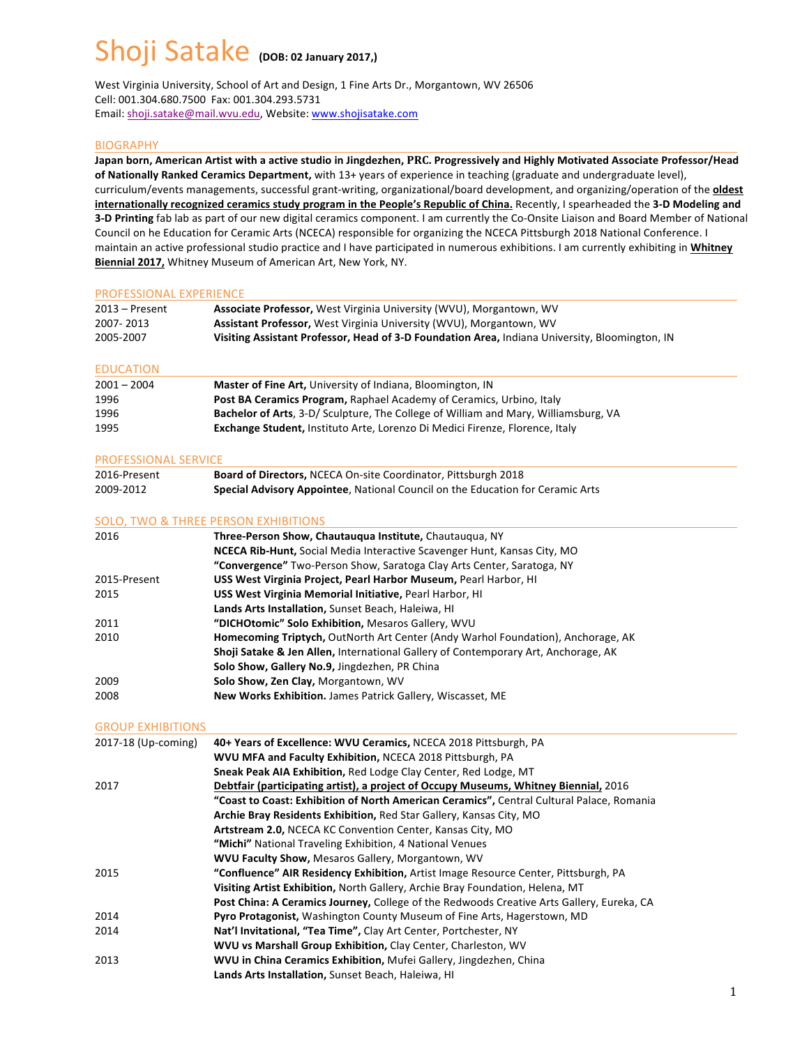# Shoji Satake **(DOB: 02 January 2017,)**

West Virginia University, School of Art and Design, 1 Fine Arts Dr., Morgantown, WV 26506
Cell: 001.304.680.7500 Fax: 001.304.293.5731
Email: shoji.satake@mail.wvu.edu, Website: www.shojisatake.com

## BIOGRAPHY

**Japan born, American Artist with a active studio in Jingdezhen, PRC. Progressively and Highly Motivated Associate Professor/Head of Nationally Ranked Ceramics Department,** with 13+ years of experience in teaching (graduate and undergraduate level), curriculum/events managements, successful grant-writing, organizational/board development, and organizing/operation of the **oldest internationally recognized ceramics study program in the People's Republic of China.** Recently, I spearheaded the **3-D Modeling and 3-D Printing** fab lab as part of our new digital ceramics component. I am currently the Co-Onsite Liaison and Board Member of National Council on he Education for Ceramic Arts (NCECA) responsible for organizing the NCECA Pittsburgh 2018 National Conference. I maintain an active professional studio practice and I have participated in numerous exhibitions. I am currently exhibiting in **Whitney Biennial 2017,** Whitney Museum of American Art, New York, NY.

## PROFESSIONAL EXPERIENCE

| | |
|---|---|
| 2013 – Present | **Associate Professor,** West Virginia University (WVU), Morgantown, WV |
| 2007- 2013 | **Assistant Professor,** West Virginia University (WVU), Morgantown, WV |
| 2005-2007 | **Visiting Assistant Professor, Head of 3-D Foundation Area,** Indiana University, Bloomington, IN |

## EDUCATION

| | |
|---|---|
| 2001 – 2004 | **Master of Fine Art,** University of Indiana, Bloomington, IN |
| 1996 | **Post BA Ceramics Program,** Raphael Academy of Ceramics, Urbino, Italy |
| 1996 | **Bachelor of Arts**, 3-D/ Sculpture, The College of William and Mary, Williamsburg, VA |
| 1995 | **Exchange Student,** Instituto Arte, Lorenzo Di Medici Firenze, Florence, Italy |

## PROFESSIONAL SERVICE

| | |
|---|---|
| 2016-Present | **Board of Directors,** NCECA On-site Coordinator, Pittsburgh 2018 |
| 2009-2012 | **Special Advisory Appointee**, National Council on the Education for Ceramic Arts |

## SOLO, TWO & THREE PERSON EXHIBITIONS

| | |
|---|---|
| 2016 | **Three-Person Show, Chautauqua Institute,** Chautauqua, NY |
| | **NCECA Rib-Hunt,** Social Media Interactive Scavenger Hunt, Kansas City, MO |
| | **"Convergence"** Two-Person Show, Saratoga Clay Arts Center, Saratoga, NY |
| 2015-Present | **USS West Virginia Project, Pearl Harbor Museum,** Pearl Harbor, HI |
| 2015 | **USS West Virginia Memorial Initiative,** Pearl Harbor, HI |
| | **Lands Arts Installation,** Sunset Beach, Haleiwa, HI |
| 2011 | **"DICHOtomic" Solo Exhibition,** Mesaros Gallery, WVU |
| 2010 | **Homecoming Triptych,** OutNorth Art Center (Andy Warhol Foundation), Anchorage, AK |
| | **Shoji Satake & Jen Allen,** International Gallery of Contemporary Art, Anchorage, AK |
| | **Solo Show, Gallery No.9,** Jingdezhen, PR China |
| 2009 | **Solo Show, Zen Clay,** Morgantown, WV |
| 2008 | **New Works Exhibition.** James Patrick Gallery, Wiscasset, ME |

## GROUP EXHIBITIONS

| | |
|---|---|
| 2017-18 (Up-coming) | **40+ Years of Excellence: WVU Ceramics,** NCECA 2018 Pittsburgh, PA |
| | **WVU MFA and Faculty Exhibition,** NCECA 2018 Pittsburgh, PA |
| | **Sneak Peak AIA Exhibition,** Red Lodge Clay Center, Red Lodge, MT |
| 2017 | **Debtfair (participating artist), a project of Occupy Museums, Whitney Biennial,** 2016 |
| | **"Coast to Coast: Exhibition of North American Ceramics",** Central Cultural Palace, Romania |
| | **Archie Bray Residents Exhibition,** Red Star Gallery, Kansas City, MO |
| | **Artstream 2.0,** NCECA KC Convention Center, Kansas City, MO |
| | **"Michi"** National Traveling Exhibition, 4 National Venues |
| | **WVU Faculty Show,** Mesaros Gallery, Morgantown, WV |
| 2015 | **"Confluence" AIR Residency Exhibition,** Artist Image Resource Center, Pittsburgh, PA |
| | **Visiting Artist Exhibition,** North Gallery, Archie Bray Foundation, Helena, MT |
| | **Post China: A Ceramics Journey,** College of the Redwoods Creative Arts Gallery, Eureka, CA |
| 2014 | **Pyro Protagonist,** Washington County Museum of Fine Arts, Hagerstown, MD |
| 2014 | **Nat'l Invitational, "Tea Time",** Clay Art Center, Portchester, NY |
| | **WVU vs Marshall Group Exhibition,** Clay Center, Charleston, WV |
| 2013 | **WVU in China Ceramics Exhibition,** Mufei Gallery, Jingdezhen, China |
| | **Lands Arts Installation,** Sunset Beach, Haleiwa, HI |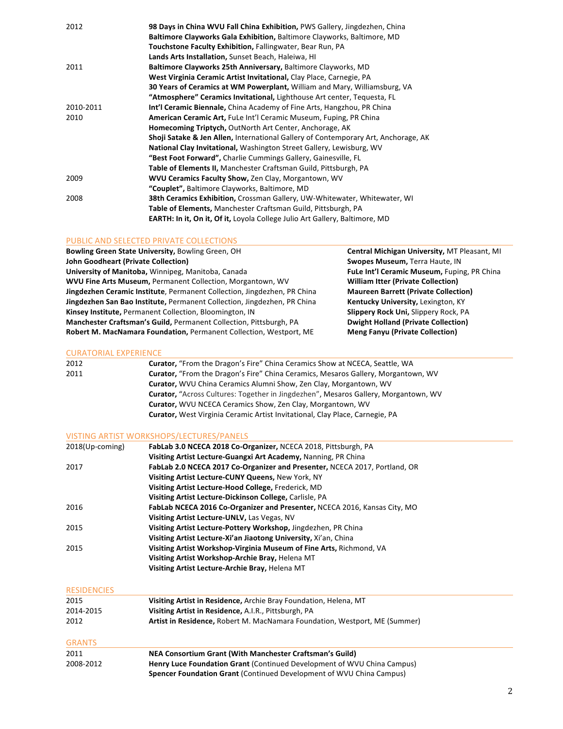| | |
|---|---|
| 2012 | **98 Days in China WVU Fall China Exhibition,** PWS Gallery, Jingdezhen, China |
| | **Baltimore Clayworks Gala Exhibition,** Baltimore Clayworks, Baltimore, MD |
| | **Touchstone Faculty Exhibition,** Fallingwater, Bear Run, PA |
| | **Lands Arts Installation,** Sunset Beach, Haleiwa, HI |
| 2011 | **Baltimore Clayworks 25th Anniversary,** Baltimore Clayworks, MD |
| | **West Virginia Ceramic Artist Invitational,** Clay Place, Carnegie, PA |
| | **30 Years of Ceramics at WM Powerplant,** William and Mary, Williamsburg, VA |
| | **"Atmosphere" Ceramics Invitational,** Lighthouse Art center, Tequesta, FL |
| 2010-2011 | **Int'l Ceramic Biennale,** China Academy of Fine Arts, Hangzhou, PR China |
| 2010 | **American Ceramic Art,** FuLe Int'l Ceramic Museum, Fuping, PR China |
| | **Homecoming Triptych,** OutNorth Art Center, Anchorage, AK |
| | **Shoji Satake & Jen Allen,** International Gallery of Contemporary Art, Anchorage, AK |
| | **National Clay Invitational,** Washington Street Gallery, Lewisburg, WV |
| | **"Best Foot Forward",** Charlie Cummings Gallery, Gainesville, FL |
| | **Table of Elements II,** Manchester Craftsman Guild, Pittsburgh, PA |
| 2009 | **WVU Ceramics Faculty Show,** Zen Clay, Morgantown, WV |
| | **"Couplet",** Baltimore Clayworks, Baltimore, MD |
| 2008 | **38th Ceramics Exhibition,** Crossman Gallery, UW-Whitewater, Whitewater, WI |
| | **Table of Elements,** Manchester Craftsman Guild, Pittsburgh, PA |
| | **EARTH: In it, On it, Of it,** Loyola College Julio Art Gallery, Baltimore, MD |

## PUBLIC AND SELECTED PRIVATE COLLECTIONS

**Bowling Green State University,** Bowling Green, OH
**John Goodheart (Private Collection)**
**University of Manitoba,** Winnipeg, Manitoba, Canada
**WVU Fine Arts Museum,** Permanent Collection, Morgantown, WV
**Jingdezhen Ceramic Institute**, Permanent Collection, Jingdezhen, PR China
**Jingdezhen San Bao Institute,** Permanent Collection, Jingdezhen, PR China
**Kinsey Institute,** Permanent Collection, Bloomington, IN
**Manchester Craftsman's Guild,** Permanent Collection, Pittsburgh, PA
**Robert M. MacNamara Foundation,** Permanent Collection, Westport, ME
**Central Michigan University,** MT Pleasant, MI
**Swopes Museum,** Terra Haute, IN
**FuLe Int'l Ceramic Museum,** Fuping, PR China
**William Itter (Private Collection)**
**Maureen Barrett (Private Collection)**
**Kentucky University,** Lexington, KY
**Slippery Rock Uni,** Slippery Rock, PA
**Dwight Holland (Private Collection)**
**Meng Fanyu (Private Collection)**

## CURATORIAL EXPERIENCE

| | |
|---|---|
| 2012 | **Curator,** "From the Dragon's Fire" China Ceramics Show at NCECA, Seattle, WA |
| 2011 | **Curator,** "From the Dragon's Fire" China Ceramics, Mesaros Gallery, Morgantown, WV |
| | **Curator,** WVU China Ceramics Alumni Show, Zen Clay, Morgantown, WV |
| | **Curator,** "Across Cultures: Together in Jingdezhen", Mesaros Gallery, Morgantown, WV |
| | **Curator,** WVU NCECA Ceramics Show, Zen Clay, Morgantown, WV |
| | **Curator,** West Virginia Ceramic Artist Invitational, Clay Place, Carnegie, PA |

## VISTING ARTIST WORKSHOPS/LECTURES/PANELS

| | |
|---|---|
| 2018(Up-coming) | **FabLab 3.0 NCECA 2018 Co-Organizer,** NCECA 2018, Pittsburgh, PA |
| | **Visiting Artist Lecture-Guangxi Art Academy,** Nanning, PR China |
| 2017 | **FabLab 2.0 NCECA 2017 Co-Organizer and Presenter,** NCECA 2017, Portland, OR |
| | **Visiting Artist Lecture-CUNY Queens,** New York, NY |
| | **Visiting Artist Lecture-Hood College,** Frederick, MD |
| | **Visiting Artist Lecture-Dickinson College,** Carlisle, PA |
| 2016 | **FabLab NCECA 2016 Co-Organizer and Presenter,** NCECA 2016, Kansas City, MO |
| | **Visiting Artist Lecture-UNLV,** Las Vegas, NV |
| 2015 | **Visiting Artist Lecture-Pottery Workshop,** Jingdezhen, PR China |
| | **Visiting Artist Lecture-Xi'an Jiaotong University,** Xi'an, China |
| 2015 | **Visiting Artist Workshop-Virginia Museum of Fine Arts,** Richmond, VA |
| | **Visiting Artist Workshop-Archie Bray,** Helena MT |
| | **Visiting Artist Lecture-Archie Bray,** Helena MT |

## RESIDENCIES

| | |
|---|---|
| 2015 | **Visiting Artist in Residence,** Archie Bray Foundation, Helena, MT |
| 2014-2015 | **Visiting Artist in Residence,** A.I.R., Pittsburgh, PA |
| 2012 | **Artist in Residence,** Robert M. MacNamara Foundation, Westport, ME (Summer) |

## GRANTS

| | |
|---|---|
| 2011 | **NEA Consortium Grant (With Manchester Craftsman's Guild)** |
| 2008-2012 | **Henry Luce Foundation Grant** (Continued Development of WVU China Campus) |
| | **Spencer Foundation Grant** (Continued Development of WVU China Campus) |